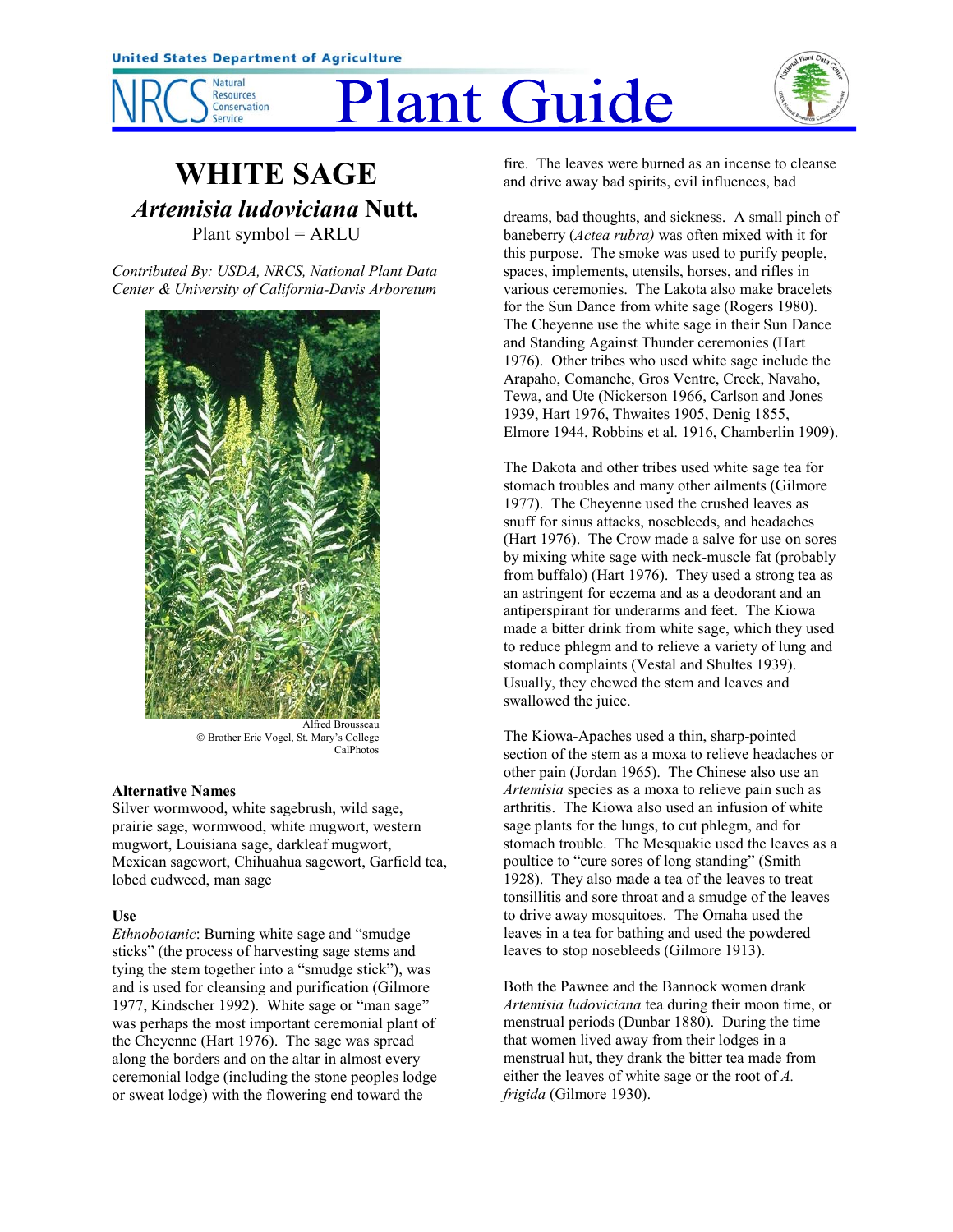# WHITE SAGE

## *Artemisia ludoviciana* Nutt.

Plant symbol = ARLU

*Contributed By: USDA, NRCS, National Plant Data Center & University of California-Davis Arboretum*

Alfred Brousseau
© Brother Eric Vogel, St. Mary's College
CalPhotos

### Alternative Names

Silver wormwood, white sagebrush, wild sage, prairie sage, wormwood, white mugwort, western mugwort, Louisiana sage, darkleaf mugwort, Mexican sagewort, Chihuahua sagewort, Garfield tea, lobed cudweed, man sage

### Use

*Ethnobotanic*: Burning white sage and "smudge sticks" (the process of harvesting sage stems and tying the stem together into a "smudge stick"), was and is used for cleansing and purification (Gilmore 1977, Kindscher 1992). White sage or "man sage" was perhaps the most important ceremonial plant of the Cheyenne (Hart 1976). The sage was spread along the borders and on the altar in almost every ceremonial lodge (including the stone peoples lodge or sweat lodge) with the flowering end toward the fire. The leaves were burned as an incense to cleanse and drive away bad spirits, evil influences, bad dreams, bad thoughts, and sickness. A small pinch of baneberry (*Actea rubra)* was often mixed with it for this purpose. The smoke was used to purify people, spaces, implements, utensils, horses, and rifles in various ceremonies. The Lakota also make bracelets for the Sun Dance from white sage (Rogers 1980). The Cheyenne use the white sage in their Sun Dance and Standing Against Thunder ceremonies (Hart 1976). Other tribes who used white sage include the Arapaho, Comanche, Gros Ventre, Creek, Navaho, Tewa, and Ute (Nickerson 1966, Carlson and Jones 1939, Hart 1976, Thwaites 1905, Denig 1855, Elmore 1944, Robbins et al. 1916, Chamberlin 1909).

The Dakota and other tribes used white sage tea for stomach troubles and many other ailments (Gilmore 1977). The Cheyenne used the crushed leaves as snuff for sinus attacks, nosebleeds, and headaches (Hart 1976). The Crow made a salve for use on sores by mixing white sage with neck-muscle fat (probably from buffalo) (Hart 1976). They used a strong tea as an astringent for eczema and as a deodorant and an antiperspirant for underarms and feet. The Kiowa made a bitter drink from white sage, which they used to reduce phlegm and to relieve a variety of lung and stomach complaints (Vestal and Shultes 1939). Usually, they chewed the stem and leaves and swallowed the juice.

The Kiowa-Apaches used a thin, sharp-pointed section of the stem as a moxa to relieve headaches or other pain (Jordan 1965). The Chinese also use an *Artemisia* species as a moxa to relieve pain such as arthritis. The Kiowa also used an infusion of white sage plants for the lungs, to cut phlegm, and for stomach trouble. The Mesquakie used the leaves as a poultice to "cure sores of long standing" (Smith 1928). They also made a tea of the leaves to treat tonsillitis and sore throat and a smudge of the leaves to drive away mosquitoes. The Omaha used the leaves in a tea for bathing and used the powdered leaves to stop nosebleeds (Gilmore 1913).

Both the Pawnee and the Bannock women drank *Artemisia ludoviciana* tea during their moon time, or menstrual periods (Dunbar 1880). During the time that women lived away from their lodges in a menstrual hut, they drank the bitter tea made from either the leaves of white sage or the root of *A. frigida* (Gilmore 1930).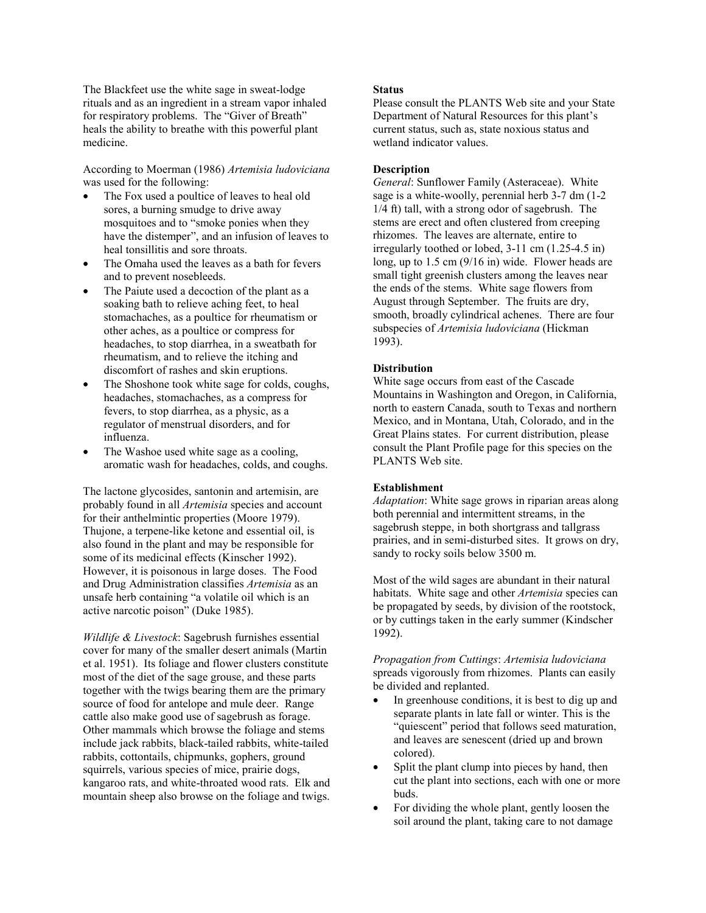The Blackfeet use the white sage in sweat-lodge rituals and as an ingredient in a stream vapor inhaled for respiratory problems. The "Giver of Breath" heals the ability to breathe with this powerful plant medicine.

According to Moerman (1986) *Artemisia ludoviciana* was used for the following:

- The Fox used a poultice of leaves to heal old sores, a burning smudge to drive away mosquitoes and to "smoke ponies when they have the distemper", and an infusion of leaves to heal tonsillitis and sore throats.
- The Omaha used the leaves as a bath for fevers and to prevent nosebleeds.
- The Paiute used a decoction of the plant as a soaking bath to relieve aching feet, to heal stomachaches, as a poultice for rheumatism or other aches, as a poultice or compress for headaches, to stop diarrhea, in a sweatbath for rheumatism, and to relieve the itching and discomfort of rashes and skin eruptions.
- The Shoshone took white sage for colds, coughs, headaches, stomachaches, as a compress for fevers, to stop diarrhea, as a physic, as a regulator of menstrual disorders, and for influenza.
- The Washoe used white sage as a cooling, aromatic wash for headaches, colds, and coughs.

The lactone glycosides, santonin and artemisin, are probably found in all *Artemisia* species and account for their anthelmintic properties (Moore 1979). Thujone, a terpene-like ketone and essential oil, is also found in the plant and may be responsible for some of its medicinal effects (Kinscher 1992). However, it is poisonous in large doses. The Food and Drug Administration classifies *Artemisia* as an unsafe herb containing "a volatile oil which is an active narcotic poison" (Duke 1985).

*Wildlife & Livestock*: Sagebrush furnishes essential cover for many of the smaller desert animals (Martin et al. 1951). Its foliage and flower clusters constitute most of the diet of the sage grouse, and these parts together with the twigs bearing them are the primary source of food for antelope and mule deer. Range cattle also make good use of sagebrush as forage. Other mammals which browse the foliage and stems include jack rabbits, black-tailed rabbits, white-tailed rabbits, cottontails, chipmunks, gophers, ground squirrels, various species of mice, prairie dogs, kangaroo rats, and white-throated wood rats. Elk and mountain sheep also browse on the foliage and twigs.

**Status**

Please consult the PLANTS Web site and your State Department of Natural Resources for this plant's current status, such as, state noxious status and wetland indicator values.

**Description**

*General*: Sunflower Family (Asteraceae). White sage is a white-woolly, perennial herb 3-7 dm (1-2 1/4 ft) tall, with a strong odor of sagebrush. The stems are erect and often clustered from creeping rhizomes. The leaves are alternate, entire to irregularly toothed or lobed, 3-11 cm (1.25-4.5 in) long, up to 1.5 cm (9/16 in) wide. Flower heads are small tight greenish clusters among the leaves near the ends of the stems. White sage flowers from August through September. The fruits are dry, smooth, broadly cylindrical achenes. There are four subspecies of *Artemisia ludoviciana* (Hickman 1993).

**Distribution**

White sage occurs from east of the Cascade Mountains in Washington and Oregon, in California, north to eastern Canada, south to Texas and northern Mexico, and in Montana, Utah, Colorado, and in the Great Plains states. For current distribution, please consult the Plant Profile page for this species on the PLANTS Web site.

**Establishment**

*Adaptation*: White sage grows in riparian areas along both perennial and intermittent streams, in the sagebrush steppe, in both shortgrass and tallgrass prairies, and in semi-disturbed sites. It grows on dry, sandy to rocky soils below 3500 m.

Most of the wild sages are abundant in their natural habitats. White sage and other *Artemisia* species can be propagated by seeds, by division of the rootstock, or by cuttings taken in the early summer (Kindscher 1992).

*Propagation from Cuttings*: *Artemisia ludoviciana* spreads vigorously from rhizomes. Plants can easily be divided and replanted.

- In greenhouse conditions, it is best to dig up and separate plants in late fall or winter. This is the "quiescent" period that follows seed maturation, and leaves are senescent (dried up and brown colored).
- Split the plant clump into pieces by hand, then cut the plant into sections, each with one or more buds.
- For dividing the whole plant, gently loosen the soil around the plant, taking care to not damage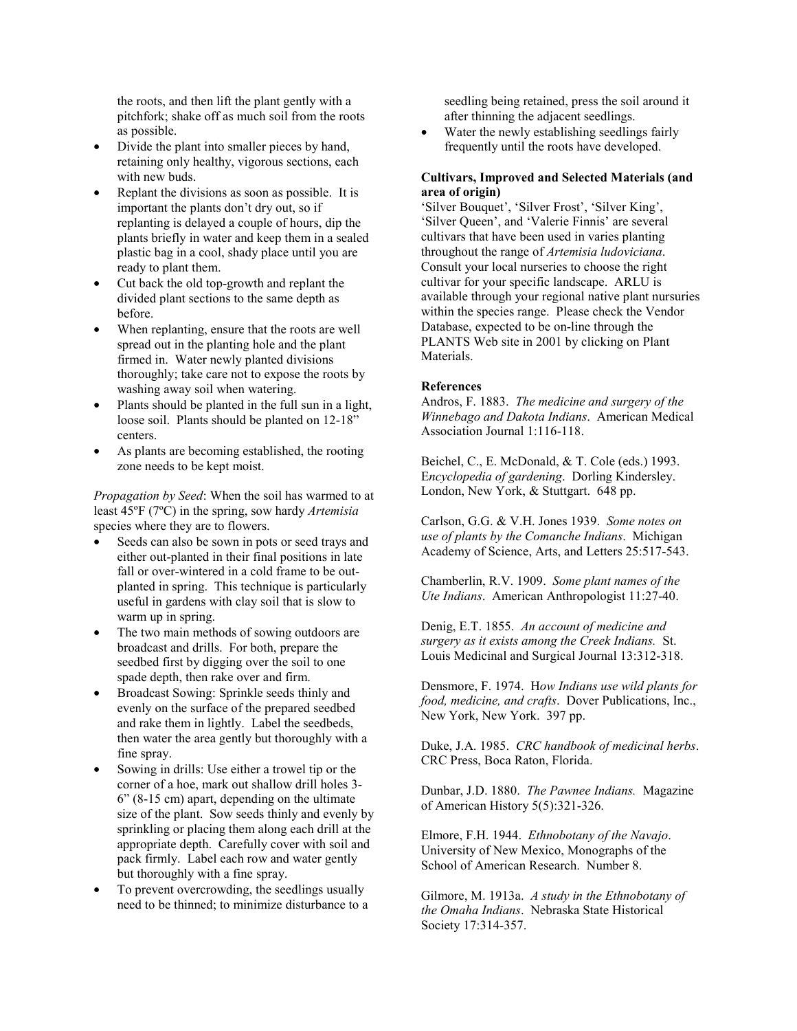the roots, and then lift the plant gently with a pitchfork; shake off as much soil from the roots as possible.

- Divide the plant into smaller pieces by hand, retaining only healthy, vigorous sections, each with new buds.
- Replant the divisions as soon as possible. It is important the plants don't dry out, so if replanting is delayed a couple of hours, dip the plants briefly in water and keep them in a sealed plastic bag in a cool, shady place until you are ready to plant them.
- Cut back the old top-growth and replant the divided plant sections to the same depth as before.
- When replanting, ensure that the roots are well spread out in the planting hole and the plant firmed in. Water newly planted divisions thoroughly; take care not to expose the roots by washing away soil when watering.
- Plants should be planted in the full sun in a light, loose soil. Plants should be planted on 12-18" centers.
- As plants are becoming established, the rooting zone needs to be kept moist.

*Propagation by Seed*: When the soil has warmed to at least 45ºF (7ºC) in the spring, sow hardy *Artemisia* species where they are to flowers.

- Seeds can also be sown in pots or seed trays and either out-planted in their final positions in late fall or over-wintered in a cold frame to be out-planted in spring. This technique is particularly useful in gardens with clay soil that is slow to warm up in spring.
- The two main methods of sowing outdoors are broadcast and drills. For both, prepare the seedbed first by digging over the soil to one spade depth, then rake over and firm.
- Broadcast Sowing: Sprinkle seeds thinly and evenly on the surface of the prepared seedbed and rake them in lightly. Label the seedbeds, then water the area gently but thoroughly with a fine spray.
- Sowing in drills: Use either a trowel tip or the corner of a hoe, mark out shallow drill holes 3-6" (8-15 cm) apart, depending on the ultimate size of the plant. Sow seeds thinly and evenly by sprinkling or placing them along each drill at the appropriate depth. Carefully cover with soil and pack firmly. Label each row and water gently but thoroughly with a fine spray.
- To prevent overcrowding, the seedlings usually need to be thinned; to minimize disturbance to a seedling being retained, press the soil around it after thinning the adjacent seedlings.
- Water the newly establishing seedlings fairly frequently until the roots have developed.

**Cultivars, Improved and Selected Materials (and area of origin)**

'Silver Bouquet', 'Silver Frost', 'Silver King', 'Silver Queen', and 'Valerie Finnis' are several cultivars that have been used in varies planting throughout the range of *Artemisia ludoviciana*. Consult your local nurseries to choose the right cultivar for your specific landscape. ARLU is available through your regional native plant nursuries within the species range. Please check the Vendor Database, expected to be on-line through the PLANTS Web site in 2001 by clicking on Plant Materials.

**References**

Andros, F. 1883. *The medicine and surgery of the Winnebago and Dakota Indians*. American Medical Association Journal 1:116-118.

Beichel, C., E. McDonald, & T. Cole (eds.) 1993. E*ncyclopedia of gardening*. Dorling Kindersley. London, New York, & Stuttgart. 648 pp.

Carlson, G.G. & V.H. Jones 1939. *Some notes on use of plants by the Comanche Indians*. Michigan Academy of Science, Arts, and Letters 25:517-543.

Chamberlin, R.V. 1909. *Some plant names of the Ute Indians*. American Anthropologist 11:27-40.

Denig, E.T. 1855. *An account of medicine and surgery as it exists among the Creek Indians.* St. Louis Medicinal and Surgical Journal 13:312-318.

Densmore, F. 1974. H*ow Indians use wild plants for food, medicine, and crafts*. Dover Publications, Inc., New York, New York. 397 pp.

Duke, J.A. 1985. *CRC handbook of medicinal herbs*. CRC Press, Boca Raton, Florida.

Dunbar, J.D. 1880. *The Pawnee Indians.* Magazine of American History 5(5):321-326.

Elmore, F.H. 1944. *Ethnobotany of the Navajo*. University of New Mexico, Monographs of the School of American Research. Number 8.

Gilmore, M. 1913a. *A study in the Ethnobotany of the Omaha Indians*. Nebraska State Historical Society 17:314-357.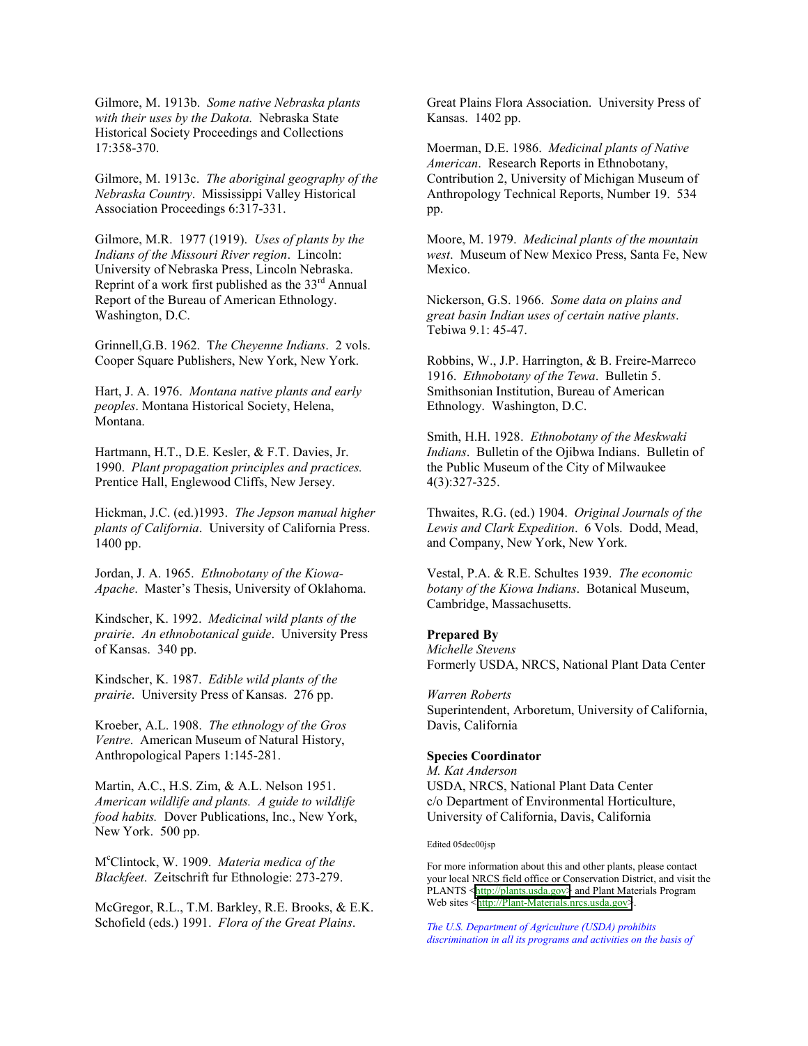Gilmore, M. 1913b. *Some native Nebraska plants with their uses by the Dakota.* Nebraska State Historical Society Proceedings and Collections 17:358-370.

Gilmore, M. 1913c. *The aboriginal geography of the Nebraska Country*. Mississippi Valley Historical Association Proceedings 6:317-331.

Gilmore, M.R. 1977 (1919). *Uses of plants by the Indians of the Missouri River region*. Lincoln: University of Nebraska Press, Lincoln Nebraska. Reprint of a work first published as the 33rd Annual Report of the Bureau of American Ethnology. Washington, D.C.

Grinnell,G.B. 1962. T*he Cheyenne Indians*. 2 vols. Cooper Square Publishers, New York, New York.

Hart, J. A. 1976. *Montana native plants and early peoples*. Montana Historical Society, Helena, Montana.

Hartmann, H.T., D.E. Kesler, & F.T. Davies, Jr. 1990. *Plant propagation principles and practices.* Prentice Hall, Englewood Cliffs, New Jersey.

Hickman, J.C. (ed.)1993. *The Jepson manual higher plants of California*. University of California Press. 1400 pp.

Jordan, J. A. 1965. *Ethnobotany of the Kiowa-Apache*. Master's Thesis, University of Oklahoma.

Kindscher, K. 1992. *Medicinal wild plants of the prairie*. *An ethnobotanical guide*. University Press of Kansas. 340 pp.

Kindscher, K. 1987. *Edible wild plants of the prairie*. University Press of Kansas. 276 pp.

Kroeber, A.L. 1908. *The ethnology of the Gros Ventre*. American Museum of Natural History, Anthropological Papers 1:145-281.

Martin, A.C., H.S. Zim, & A.L. Nelson 1951. *American wildlife and plants. A guide to wildlife food habits.* Dover Publications, Inc., New York, New York. 500 pp.

McClintock, W. 1909. *Materia medica of the Blackfeet*. Zeitschrift fur Ethnologie: 273-279.

McGregor, R.L., T.M. Barkley, R.E. Brooks, & E.K. Schofield (eds.) 1991. *Flora of the Great Plains*. Great Plains Flora Association. University Press of Kansas. 1402 pp.

Moerman, D.E. 1986. *Medicinal plants of Native American*. Research Reports in Ethnobotany, Contribution 2, University of Michigan Museum of Anthropology Technical Reports, Number 19. 534 pp.

Moore, M. 1979. *Medicinal plants of the mountain west*. Museum of New Mexico Press, Santa Fe, New Mexico.

Nickerson, G.S. 1966. *Some data on plains and great basin Indian uses of certain native plants*. Tebiwa 9.1: 45-47.

Robbins, W., J.P. Harrington, & B. Freire-Marreco 1916. *Ethnobotany of the Tewa*. Bulletin 5. Smithsonian Institution, Bureau of American Ethnology. Washington, D.C.

Smith, H.H. 1928. *Ethnobotany of the Meskwaki Indians*. Bulletin of the Ojibwa Indians. Bulletin of the Public Museum of the City of Milwaukee 4(3):327-325.

Thwaites, R.G. (ed.) 1904. *Original Journals of the Lewis and Clark Expedition*. 6 Vols. Dodd, Mead, and Company, New York, New York.

Vestal, P.A. & R.E. Schultes 1939. *The economic botany of the Kiowa Indians*. Botanical Museum, Cambridge, Massachusetts.

**Prepared By**
*Michelle Stevens*
Formerly USDA, NRCS, National Plant Data Center

*Warren Roberts*
Superintendent, Arboretum, University of California, Davis, California

**Species Coordinator**
*M. Kat Anderson*
USDA, NRCS, National Plant Data Center
c/o Department of Environmental Horticulture, University of California, Davis, California

Edited 05dec00jsp

For more information about this and other plants, please contact your local NRCS field office or Conservation District, and visit the PLANTS <http://plants.usda.gov> and Plant Materials Program Web sites <http://Plant-Materials.nrcs.usda.gov>.

*The U.S. Department of Agriculture (USDA) prohibits discrimination in all its programs and activities on the basis of*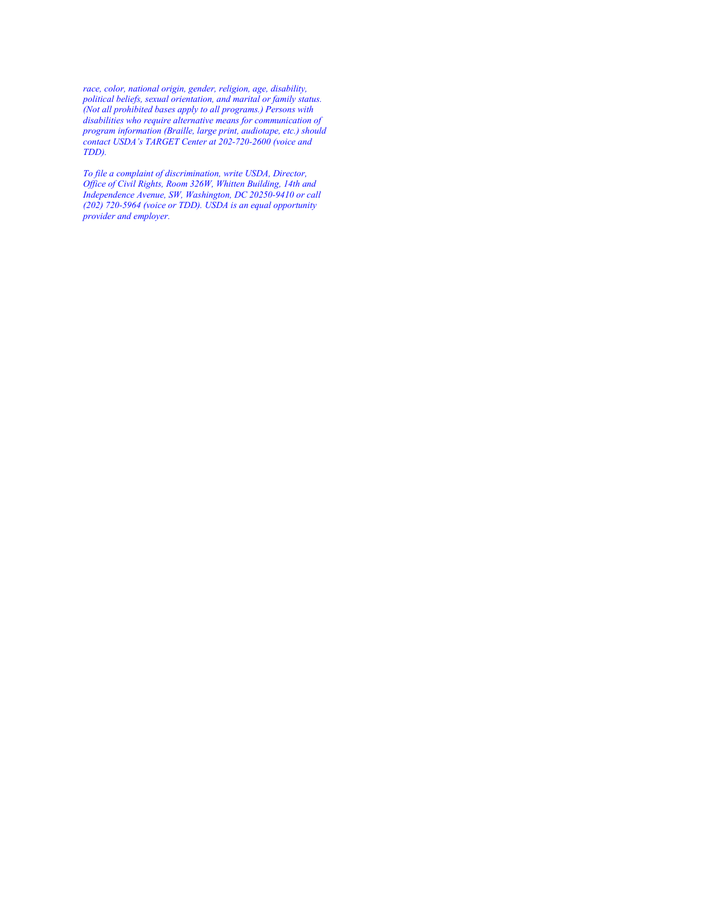*race, color, national origin, gender, religion, age, disability, political beliefs, sexual orientation, and marital or family status. (Not all prohibited bases apply to all programs.) Persons with disabilities who require alternative means for communication of program information (Braille, large print, audiotape, etc.) should contact USDA's TARGET Center at 202-720-2600 (voice and TDD).*

*To file a complaint of discrimination, write USDA, Director, Office of Civil Rights, Room 326W, Whitten Building, 14th and Independence Avenue, SW, Washington, DC 20250-9410 or call (202) 720-5964 (voice or TDD). USDA is an equal opportunity provider and employer.*